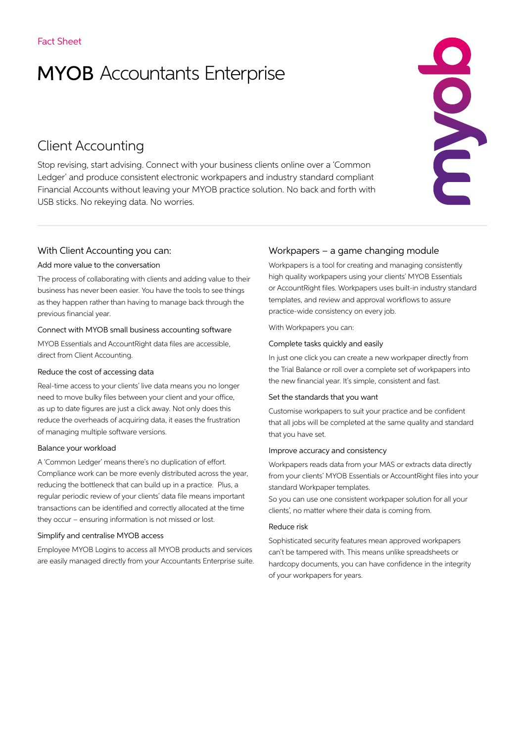Fact Sheet

# MYOB Accountants Enterprise

## Client Accounting

Stop revising, start advising. Connect with your business clients online over a 'Common Ledger' and produce consistent electronic workpapers and industry standard compliant Financial Accounts without leaving your MYOB practice solution. No back and forth with USB sticks. No rekeying data. No worries.

### With Client Accounting you can:

#### Add more value to the conversation

The process of collaborating with clients and adding value to their business has never been easier. You have the tools to see things as they happen rather than having to manage back through the previous financial year.

#### Connect with MYOB small business accounting software

MYOB Essentials and AccountRight data files are accessible, direct from Client Accounting.

#### Reduce the cost of accessing data

Real-time access to your clients' live data means you no longer need to move bulky files between your client and your office, as up to date figures are just a click away. Not only does this reduce the overheads of acquiring data, it eases the frustration of managing multiple software versions.

#### Balance your workload

A 'Common Ledger' means there's no duplication of effort. Compliance work can be more evenly distributed across the year, reducing the bottleneck that can build up in a practice. Plus, a regular periodic review of your clients' data file means important transactions can be identified and correctly allocated at the time they occur – ensuring information is not missed or lost.

#### Simplify and centralise MYOB access

Employee MYOB Logins to access all MYOB products and services are easily managed directly from your Accountants Enterprise suite.

### Workpapers – a game changing module

Workpapers is a tool for creating and managing consistently high quality workpapers using your clients' MYOB Essentials or AccountRight files. Workpapers uses built-in industry standard templates, and review and approval workflows to assure practice-wide consistency on every job.

With Workpapers you can:

#### Complete tasks quickly and easily

In just one click you can create a new workpaper directly from the Trial Balance or roll over a complete set of workpapers into the new financial year. It's simple, consistent and fast.

#### Set the standards that you want

Customise workpapers to suit your practice and be confident that all jobs will be completed at the same quality and standard that you have set.

#### Improve accuracy and consistency

Workpapers reads data from your MAS or extracts data directly from your clients' MYOB Essentials or AccountRight files into your standard Workpaper templates.

So you can use one consistent workpaper solution for all your clients', no matter where their data is coming from.

#### Reduce risk

Sophisticated security features mean approved workpapers can't be tampered with. This means unlike spreadsheets or hardcopy documents, you can have confidence in the integrity of your workpapers for years.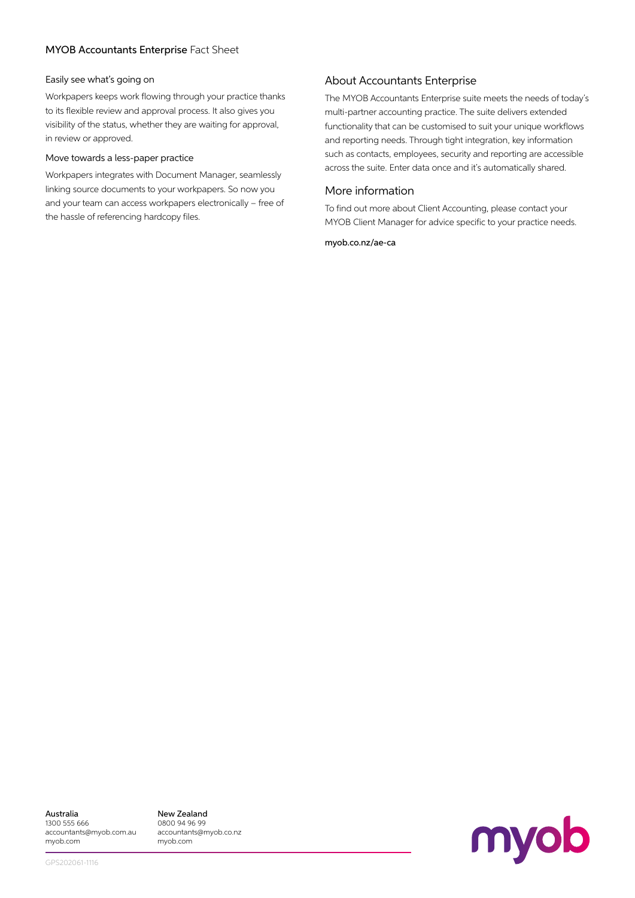### Easily see what's going on

Workpapers keeps work flowing through your practice thanks to its flexible review and approval process. It also gives you visibility of the status, whether they are waiting for approval, in review or approved.

### Move towards a less-paper practice

Workpapers integrates with Document Manager, seamlessly linking source documents to your workpapers. So now you and your team can access workpapers electronically – free of the hassle of referencing hardcopy files.

## About Accountants Enterprise

The MYOB Accountants Enterprise suite meets the needs of today's multi-partner accounting practice. The suite delivers extended functionality that can be customised to suit your unique workflows and reporting needs. Through tight integration, key information such as contacts, employees, security and reporting are accessible across the suite. Enter data once and it's automatically shared.

## More information

To find out more about Client Accounting, please contact your MYOB Client Manager for advice specific to your practice needs.

**myob.co.nz/ae-ca**

**Australia**
1300 555 666
accountants@myob.com.au
myob.com

**New Zealand**
0800 94 96 99
accountants@myob.co.nz
myob.com

GPS202061-1116